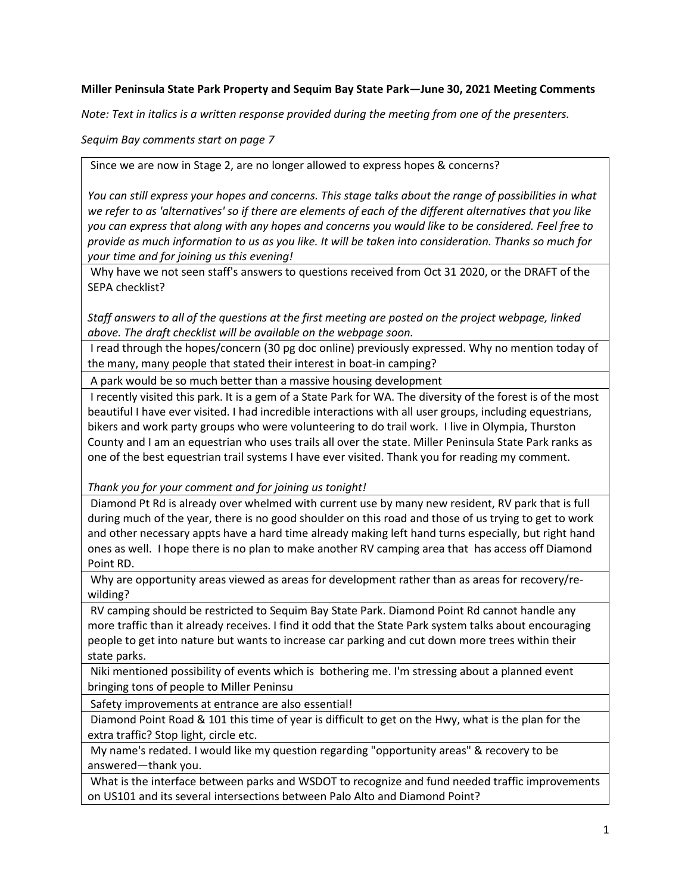**Miller Peninsula State Park Property and Sequim Bay State Park—June 30, 2021 Meeting Comments**

*Note: Text in italics is a written response provided during the meeting from one of the presenters.*

*Sequim Bay comments start on page 7*

| |
|---|
| Since we are now in Stage 2, are no longer allowed to express hopes & concerns?<br><br>*You can still express your hopes and concerns. This stage talks about the range of possibilities in what we refer to as 'alternatives' so if there are elements of each of the different alternatives that you like you can express that along with any hopes and concerns you would like to be considered. Feel free to provide as much information to us as you like. It will be taken into consideration. Thanks so much for your time and for joining us this evening!* |
| Why have we not seen staff's answers to questions received from Oct 31 2020, or the DRAFT of the SEPA checklist?<br><br>*Staff answers to all of the questions at the first meeting are posted on the project webpage, linked above. The draft checklist will be available on the webpage soon.* |
| I read through the hopes/concern (30 pg doc online) previously expressed. Why no mention today of the many, many people that stated their interest in boat-in camping? |
| A park would be so much better than a massive housing development |
| I recently visited this park. It is a gem of a State Park for WA. The diversity of the forest is of the most beautiful I have ever visited. I had incredible interactions with all user groups, including equestrians, bikers and work party groups who were volunteering to do trail work. I live in Olympia, Thurston County and I am an equestrian who uses trails all over the state. Miller Peninsula State Park ranks as one of the best equestrian trail systems I have ever visited. Thank you for reading my comment.<br><br>*Thank you for your comment and for joining us tonight!* |
| Diamond Pt Rd is already over whelmed with current use by many new resident, RV park that is full during much of the year, there is no good shoulder on this road and those of us trying to get to work and other necessary appts have a hard time already making left hand turns especially, but right hand ones as well. I hope there is no plan to make another RV camping area that has access off Diamond Point RD. |
| Why are opportunity areas viewed as areas for development rather than as areas for recovery/re-wilding? |
| RV camping should be restricted to Sequim Bay State Park. Diamond Point Rd cannot handle any more traffic than it already receives. I find it odd that the State Park system talks about encouraging people to get into nature but wants to increase car parking and cut down more trees within their state parks. |
| Niki mentioned possibility of events which is bothering me. I'm stressing about a planned event bringing tons of people to Miller Peninsu |
| Safety improvements at entrance are also essential! |
| Diamond Point Road & 101 this time of year is difficult to get on the Hwy, what is the plan for the extra traffic? Stop light, circle etc. |
| My name's redated. I would like my question regarding "opportunity areas" & recovery to be answered—thank you. |
| What is the interface between parks and WSDOT to recognize and fund needed traffic improvements on US101 and its several intersections between Palo Alto and Diamond Point? |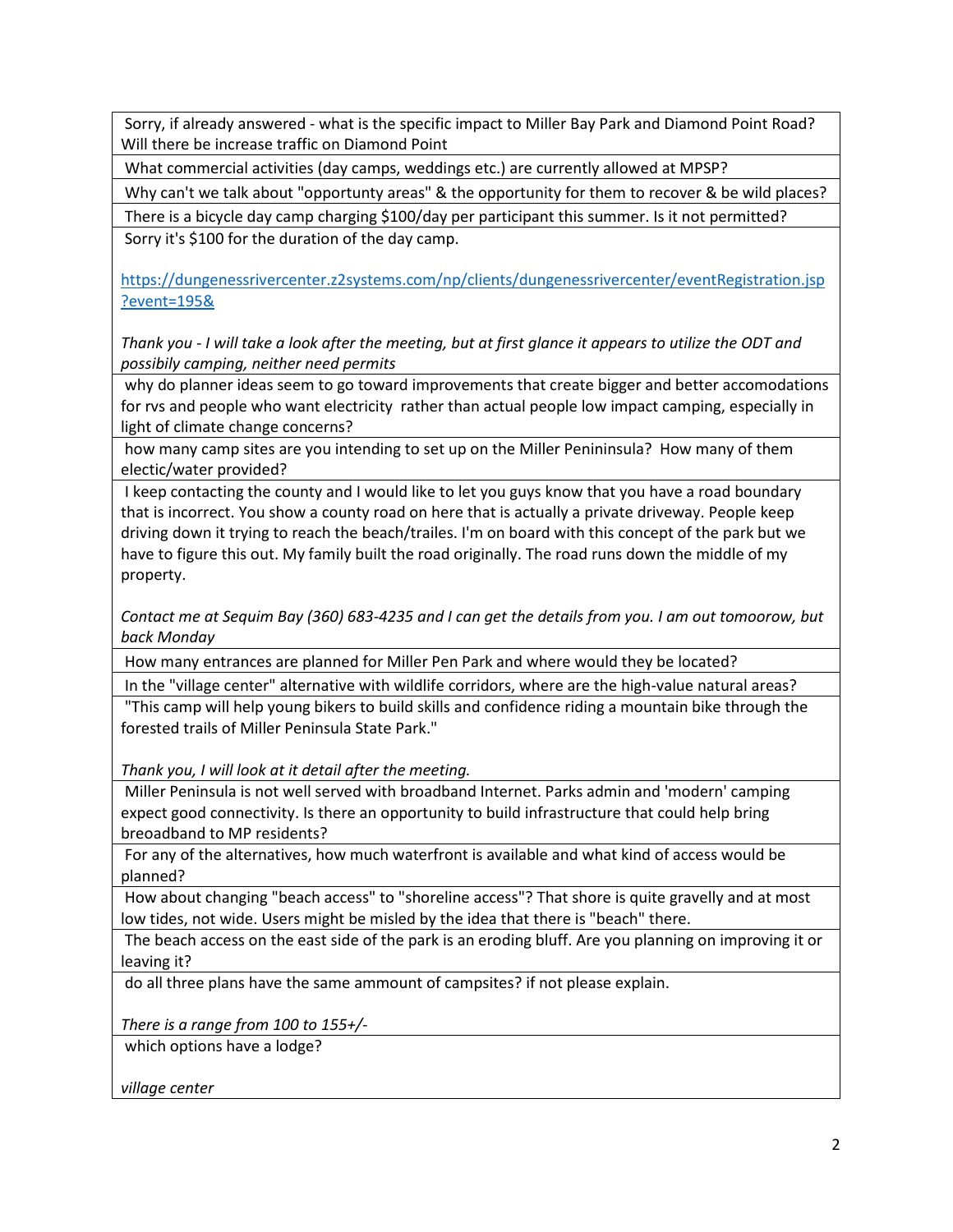| |
|---|
| Sorry, if already answered - what is the specific impact to Miller Bay Park and Diamond Point Road? Will there be increase traffic on Diamond Point |
| What commercial activities (day camps, weddings etc.) are currently allowed at MPSP? |
| Why can't we talk about "opportunty areas" & the opportunity for them to recover & be wild places? |
| There is a bicycle day camp charging $100/day per participant this summer. Is it not permitted? |
| Sorry it's $100 for the duration of the day camp.<br><br>https://dungenessrivercenter.z2systems.com/np/clients/dungenessrivercenter/eventRegistration.jsp?event=195&<br><br>*Thank you - I will take a look after the meeting, but at first glance it appears to utilize the ODT and possibily camping, neither need permits* |
| why do planner ideas seem to go toward improvements that create bigger and better accomodations for rvs and people who want electricity rather than actual people low impact camping, especially in light of climate change concerns? |
| how many camp sites are you intending to set up on the Miller Penininsula? How many of them electic/water provided? |
| I keep contacting the county and I would like to let you guys know that you have a road boundary that is incorrect. You show a county road on here that is actually a private driveway. People keep driving down it trying to reach the beach/trailes. I'm on board with this concept of the park but we have to figure this out. My family built the road originally. The road runs down the middle of my property.<br><br>*Contact me at Sequim Bay (360) 683-4235 and I can get the details from you. I am out tomoorow, but back Monday* |
| How many entrances are planned for Miller Pen Park and where would they be located? |
| In the "village center" alternative with wildlife corridors, where are the high-value natural areas? |
| "This camp will help young bikers to build skills and confidence riding a mountain bike through the forested trails of Miller Peninsula State Park."<br><br>*Thank you, I will look at it detail after the meeting.* |
| Miller Peninsula is not well served with broadband Internet. Parks admin and 'modern' camping expect good connectivity. Is there an opportunity to build infrastructure that could help bring breoadband to MP residents? |
| For any of the alternatives, how much waterfront is available and what kind of access would be planned? |
| How about changing "beach access" to "shoreline access"? That shore is quite gravelly and at most low tides, not wide. Users might be misled by the idea that there is "beach" there. |
| The beach access on the east side of the park is an eroding bluff. Are you planning on improving it or leaving it? |
| do all three plans have the same ammount of campsites? if not please explain.<br><br>*There is a range from 100 to 155+/-* |
| which options have a lodge?<br><br>*village center* |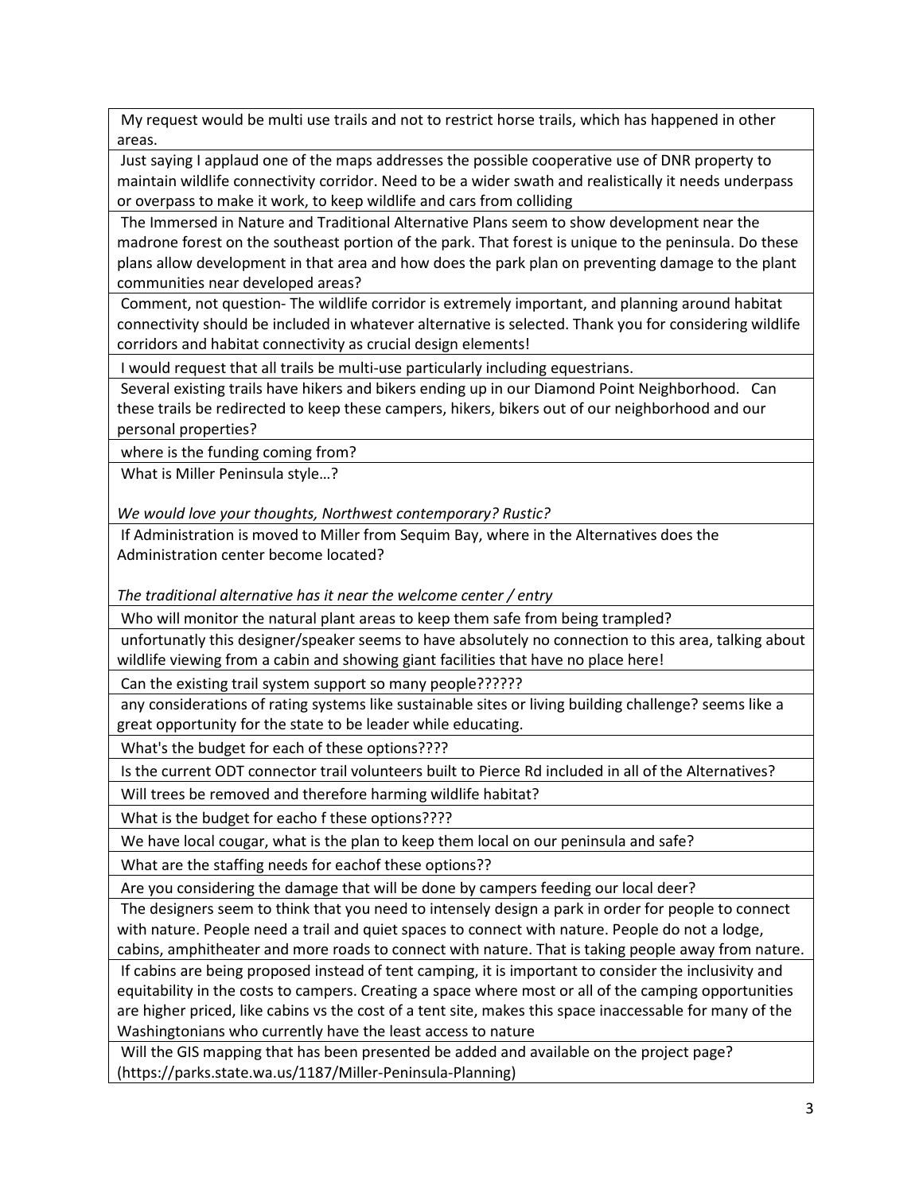| |
|---|
| My request would be multi use trails and not to restrict horse trails, which has happened in other areas. |
| Just saying I applaud one of the maps addresses the possible cooperative use of DNR property to maintain wildlife connectivity corridor. Need to be a wider swath and realistically it needs underpass or overpass to make it work, to keep wildlife and cars from colliding |
| The Immersed in Nature and Traditional Alternative Plans seem to show development near the madrone forest on the southeast portion of the park. That forest is unique to the peninsula. Do these plans allow development in that area and how does the park plan on preventing damage to the plant communities near developed areas? |
| Comment, not question- The wildlife corridor is extremely important, and planning around habitat connectivity should be included in whatever alternative is selected. Thank you for considering wildlife corridors and habitat connectivity as crucial design elements! |
| I would request that all trails be multi-use particularly including equestrians. |
| Several existing trails have hikers and bikers ending up in our Diamond Point Neighborhood. Can these trails be redirected to keep these campers, hikers, bikers out of our neighborhood and our personal properties? |
| where is the funding coming from? |
| What is Miller Peninsula style…?<br><br>*We would love your thoughts, Northwest contemporary? Rustic?* |
| If Administration is moved to Miller from Sequim Bay, where in the Alternatives does the Administration center become located?<br><br>*The traditional alternative has it near the welcome center / entry* |
| Who will monitor the natural plant areas to keep them safe from being trampled? |
| unfortunatly this designer/speaker seems to have absolutely no connection to this area, talking about wildlife viewing from a cabin and showing giant facilities that have no place here! |
| Can the existing trail system support so many people?????? |
| any considerations of rating systems like sustainable sites or living building challenge? seems like a great opportunity for the state to be leader while educating. |
| What's the budget for each of these options???? |
| Is the current ODT connector trail volunteers built to Pierce Rd included in all of the Alternatives? |
| Will trees be removed and therefore harming wildlife habitat? |
| What is the budget for eacho f these options???? |
| We have local cougar, what is the plan to keep them local on our peninsula and safe? |
| What are the staffing needs for eachof these options?? |
| Are you considering the damage that will be done by campers feeding our local deer? |
| The designers seem to think that you need to intensely design a park in order for people to connect with nature. People need a trail and quiet spaces to connect with nature. People do not a lodge, cabins, amphitheater and more roads to connect with nature. That is taking people away from nature. |
| If cabins are being proposed instead of tent camping, it is important to consider the inclusivity and equitability in the costs to campers. Creating a space where most or all of the camping opportunities are higher priced, like cabins vs the cost of a tent site, makes this space inaccessable for many of the Washingtonians who currently have the least access to nature |
| Will the GIS mapping that has been presented be added and available on the project page? (https://parks.state.wa.us/1187/Miller-Peninsula-Planning) |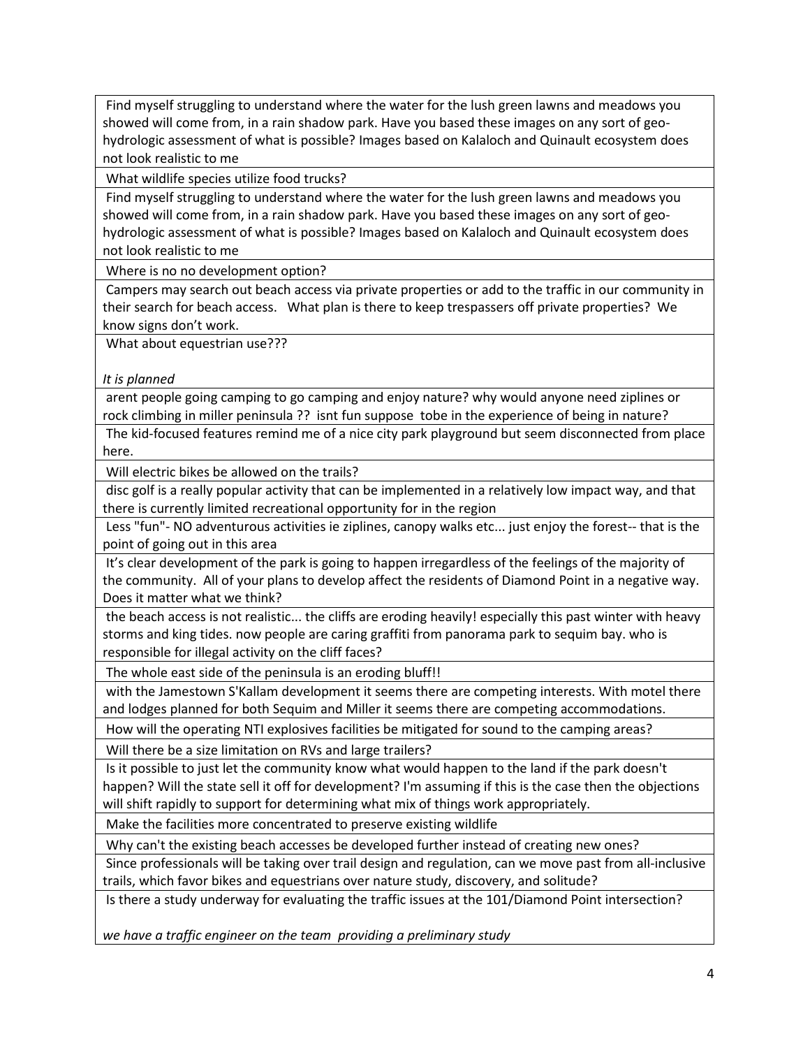| |
|---|
| Find myself struggling to understand where the water for the lush green lawns and meadows you showed will come from, in a rain shadow park. Have you based these images on any sort of geo-hydrologic assessment of what is possible? Images based on Kalaloch and Quinault ecosystem does not look realistic to me |
| What wildlife species utilize food trucks? |
| Find myself struggling to understand where the water for the lush green lawns and meadows you showed will come from, in a rain shadow park. Have you based these images on any sort of geo-hydrologic assessment of what is possible? Images based on Kalaloch and Quinault ecosystem does not look realistic to me |
| Where is no no development option? |
| Campers may search out beach access via private properties or add to the traffic in our community in their search for beach access. What plan is there to keep trespassers off private properties? We know signs don't work. |
| What about equestrian use???<br><br>*It is planned* |
| arent people going camping to go camping and enjoy nature? why would anyone need ziplines or rock climbing in miller peninsula ?? isnt fun suppose tobe in the experience of being in nature? |
| The kid-focused features remind me of a nice city park playground but seem disconnected from place here. |
| Will electric bikes be allowed on the trails? |
| disc golf is a really popular activity that can be implemented in a relatively low impact way, and that there is currently limited recreational opportunity for in the region |
| Less "fun"- NO adventurous activities ie ziplines, canopy walks etc... just enjoy the forest-- that is the point of going out in this area |
| It's clear development of the park is going to happen irregardless of the feelings of the majority of the community. All of your plans to develop affect the residents of Diamond Point in a negative way. Does it matter what we think? |
| the beach access is not realistic... the cliffs are eroding heavily! especially this past winter with heavy storms and king tides. now people are caring graffiti from panorama park to sequim bay. who is responsible for illegal activity on the cliff faces? |
| The whole east side of the peninsula is an eroding bluff!! |
| with the Jamestown S'Kallam development it seems there are competing interests. With motel there and lodges planned for both Sequim and Miller it seems there are competing accommodations. |
| How will the operating NTI explosives facilities be mitigated for sound to the camping areas? |
| Will there be a size limitation on RVs and large trailers? |
| Is it possible to just let the community know what would happen to the land if the park doesn't happen? Will the state sell it off for development? I'm assuming if this is the case then the objections will shift rapidly to support for determining what mix of things work appropriately. |
| Make the facilities more concentrated to preserve existing wildlife |
| Why can't the existing beach accesses be developed further instead of creating new ones? |
| Since professionals will be taking over trail design and regulation, can we move past from all-inclusive trails, which favor bikes and equestrians over nature study, discovery, and solitude? |
| Is there a study underway for evaluating the traffic issues at the 101/Diamond Point intersection?<br><br>*we have a traffic engineer on the team providing a preliminary study* |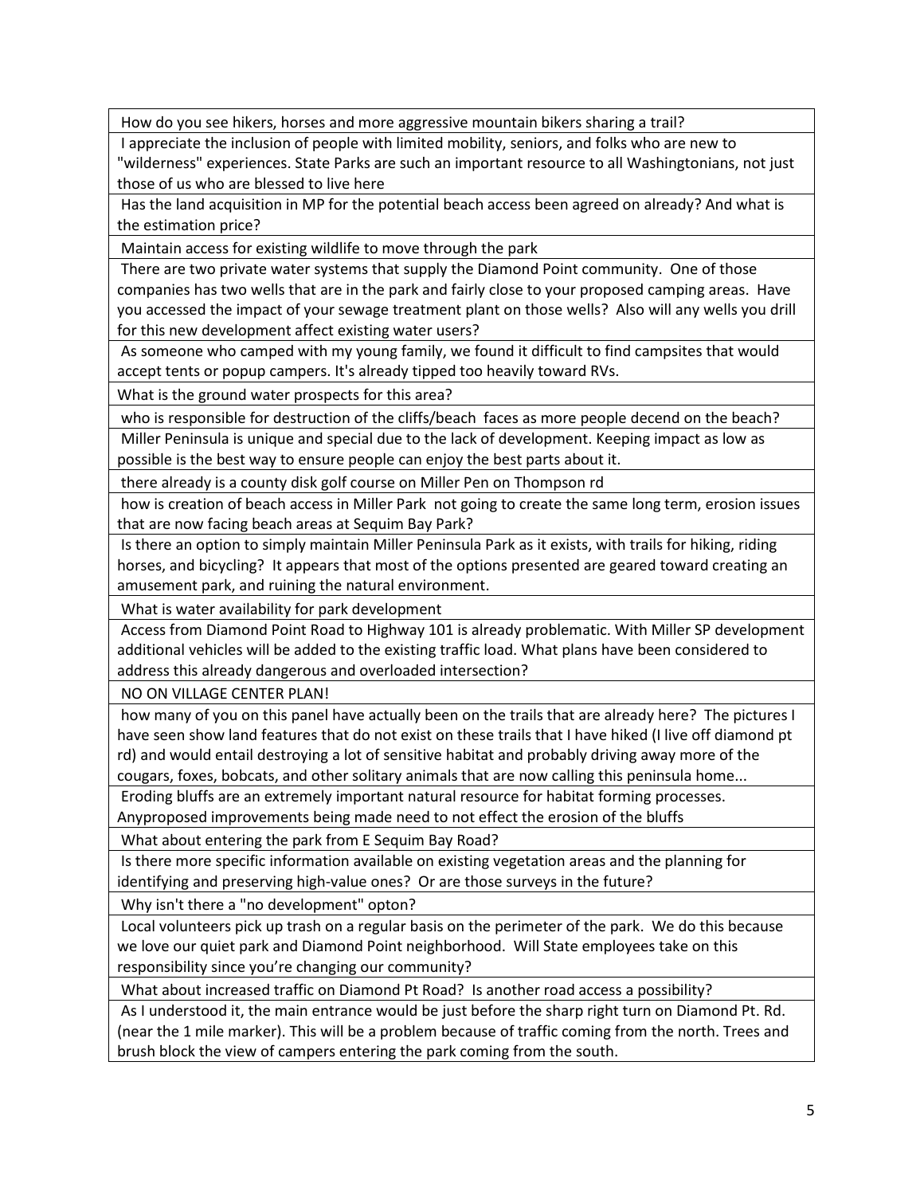| How do you see hikers, horses and more aggressive mountain bikers sharing a trail? |
|---|
| I appreciate the inclusion of people with limited mobility, seniors, and folks who are new to "wilderness" experiences. State Parks are such an important resource to all Washingtonians, not just those of us who are blessed to live here |
| Has the land acquisition in MP for the potential beach access been agreed on already? And what is the estimation price? |
| Maintain access for existing wildlife to move through the park |
| There are two private water systems that supply the Diamond Point community. One of those companies has two wells that are in the park and fairly close to your proposed camping areas. Have you accessed the impact of your sewage treatment plant on those wells? Also will any wells you drill for this new development affect existing water users? |
| As someone who camped with my young family, we found it difficult to find campsites that would accept tents or popup campers. It's already tipped too heavily toward RVs. |
| What is the ground water prospects for this area? |
| who is responsible for destruction of the cliffs/beach faces as more people decend on the beach? |
| Miller Peninsula is unique and special due to the lack of development. Keeping impact as low as possible is the best way to ensure people can enjoy the best parts about it. |
| there already is a county disk golf course on Miller Pen on Thompson rd |
| how is creation of beach access in Miller Park not going to create the same long term, erosion issues that are now facing beach areas at Sequim Bay Park? |
| Is there an option to simply maintain Miller Peninsula Park as it exists, with trails for hiking, riding horses, and bicycling? It appears that most of the options presented are geared toward creating an amusement park, and ruining the natural environment. |
| What is water availability for park development |
| Access from Diamond Point Road to Highway 101 is already problematic. With Miller SP development additional vehicles will be added to the existing traffic load. What plans have been considered to address this already dangerous and overloaded intersection? |
| NO ON VILLAGE CENTER PLAN! |
| how many of you on this panel have actually been on the trails that are already here? The pictures I have seen show land features that do not exist on these trails that I have hiked (I live off diamond pt rd) and would entail destroying a lot of sensitive habitat and probably driving away more of the cougars, foxes, bobcats, and other solitary animals that are now calling this peninsula home... |
| Eroding bluffs are an extremely important natural resource for habitat forming processes. Anyproposed improvements being made need to not effect the erosion of the bluffs |
| What about entering the park from E Sequim Bay Road? |
| Is there more specific information available on existing vegetation areas and the planning for identifying and preserving high-value ones? Or are those surveys in the future? |
| Why isn't there a "no development" opton? |
| Local volunteers pick up trash on a regular basis on the perimeter of the park. We do this because we love our quiet park and Diamond Point neighborhood. Will State employees take on this responsibility since you're changing our community? |
| What about increased traffic on Diamond Pt Road? Is another road access a possibility? |
| As I understood it, the main entrance would be just before the sharp right turn on Diamond Pt. Rd. (near the 1 mile marker). This will be a problem because of traffic coming from the north. Trees and brush block the view of campers entering the park coming from the south. |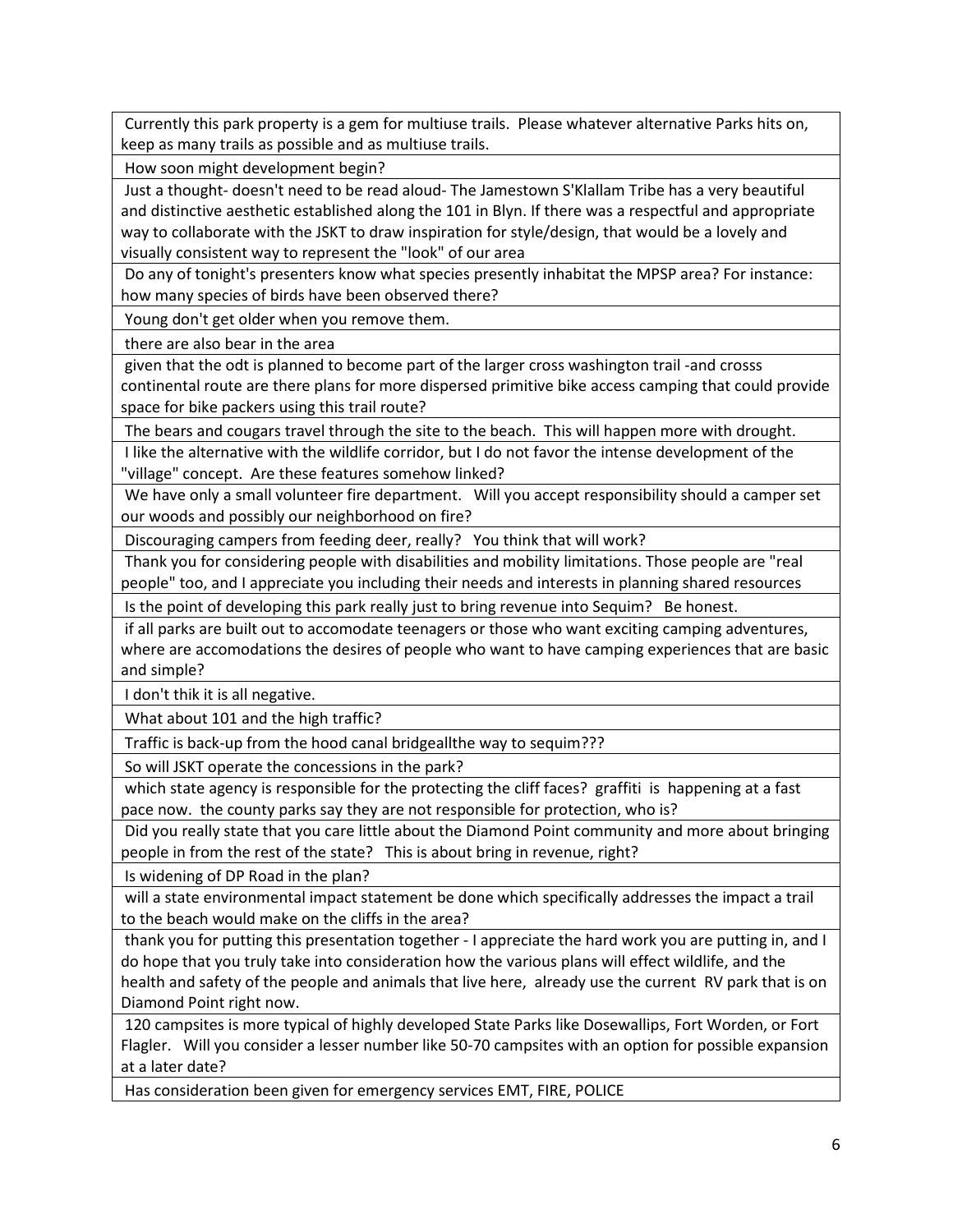| |
|---|
| Currently this park property is a gem for multiuse trails. Please whatever alternative Parks hits on, keep as many trails as possible and as multiuse trails. |
| How soon might development begin? |
| Just a thought- doesn't need to be read aloud- The Jamestown S'Klallam Tribe has a very beautiful and distinctive aesthetic established along the 101 in Blyn. If there was a respectful and appropriate way to collaborate with the JSKT to draw inspiration for style/design, that would be a lovely and visually consistent way to represent the "look" of our area |
| Do any of tonight's presenters know what species presently inhabitat the MPSP area? For instance: how many species of birds have been observed there? |
| Young don't get older when you remove them. |
| there are also bear in the area |
| given that the odt is planned to become part of the larger cross washington trail -and crosss continental route are there plans for more dispersed primitive bike access camping that could provide space for bike packers using this trail route? |
| The bears and cougars travel through the site to the beach. This will happen more with drought. |
| I like the alternative with the wildlife corridor, but I do not favor the intense development of the "village" concept. Are these features somehow linked? |
| We have only a small volunteer fire department. Will you accept responsibility should a camper set our woods and possibly our neighborhood on fire? |
| Discouraging campers from feeding deer, really? You think that will work? |
| Thank you for considering people with disabilities and mobility limitations. Those people are "real people" too, and I appreciate you including their needs and interests in planning shared resources |
| Is the point of developing this park really just to bring revenue into Sequim? Be honest. |
| if all parks are built out to accomodate teenagers or those who want exciting camping adventures, where are accomodations the desires of people who want to have camping experiences that are basic and simple? |
| I don't thik it is all negative. |
| What about 101 and the high traffic? |
| Traffic is back-up from the hood canal bridgeallthe way to sequim??? |
| So will JSKT operate the concessions in the park? |
| which state agency is responsible for the protecting the cliff faces? graffiti is happening at a fast pace now. the county parks say they are not responsible for protection, who is? |
| Did you really state that you care little about the Diamond Point community and more about bringing people in from the rest of the state? This is about bring in revenue, right? |
| Is widening of DP Road in the plan? |
| will a state environmental impact statement be done which specifically addresses the impact a trail to the beach would make on the cliffs in the area? |
| thank you for putting this presentation together - I appreciate the hard work you are putting in, and I do hope that you truly take into consideration how the various plans will effect wildlife, and the health and safety of the people and animals that live here, already use the current RV park that is on Diamond Point right now. |
| 120 campsites is more typical of highly developed State Parks like Dosewallips, Fort Worden, or Fort Flagler. Will you consider a lesser number like 50-70 campsites with an option for possible expansion at a later date? |
| Has consideration been given for emergency services EMT, FIRE, POLICE |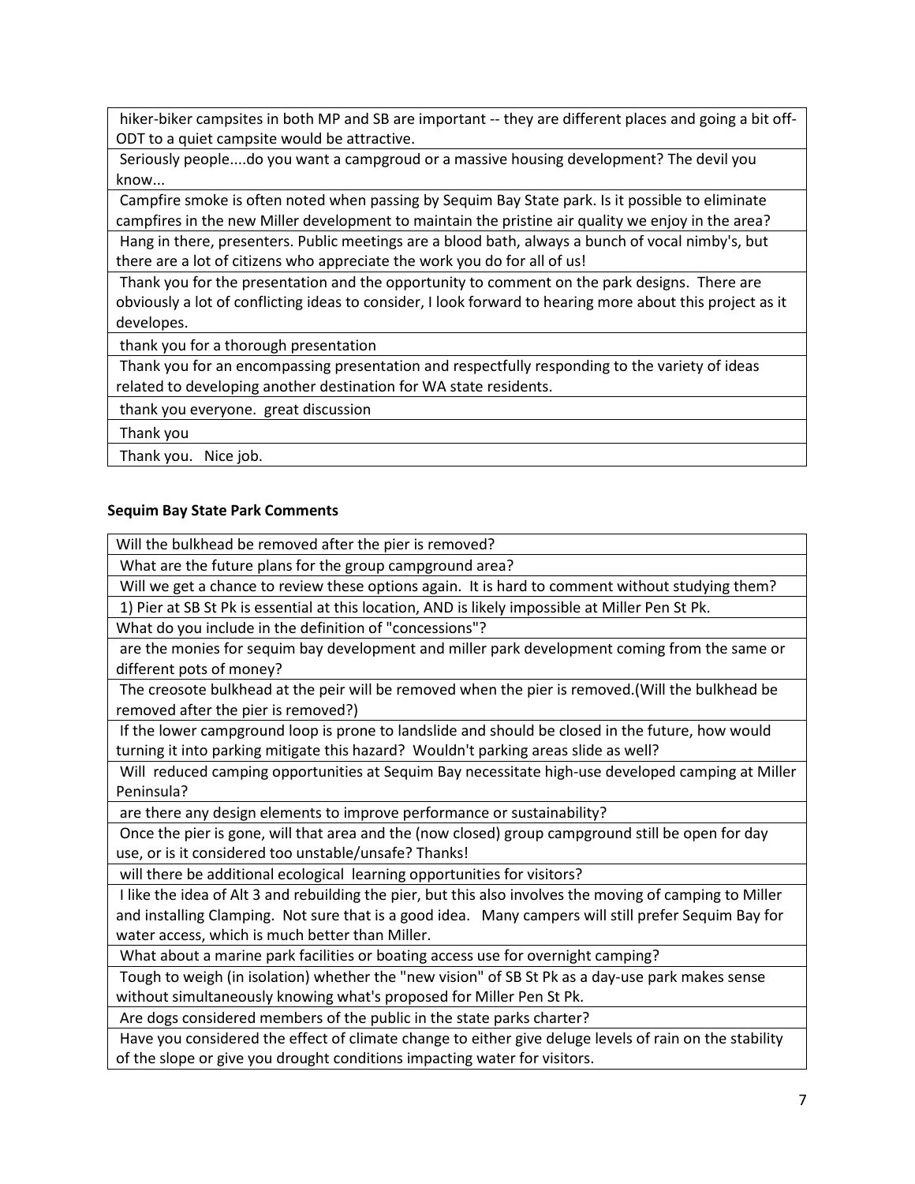| hiker-biker campsites in both MP and SB are important -- they are different places and going a bit off-ODT to a quiet campsite would be attractive. |
|---|
| Seriously people....do you want a campgroud or a massive housing development? The devil you know... |
| Campfire smoke is often noted when passing by Sequim Bay State park. Is it possible to eliminate campfires in the new Miller development to maintain the pristine air quality we enjoy in the area? |
| Hang in there, presenters. Public meetings are a blood bath, always a bunch of vocal nimby's, but there are a lot of citizens who appreciate the work you do for all of us! |
| Thank you for the presentation and the opportunity to comment on the park designs. There are obviously a lot of conflicting ideas to consider, I look forward to hearing more about this project as it developes. |
| thank you for a thorough presentation |
| Thank you for an encompassing presentation and respectfully responding to the variety of ideas related to developing another destination for WA state residents. |
| thank you everyone. great discussion |
| Thank you |
| Thank you. Nice job. |

**Sequim Bay State Park Comments**

| Will the bulkhead be removed after the pier is removed? |
|---|
| What are the future plans for the group campground area? |
| Will we get a chance to review these options again. It is hard to comment without studying them? |
| 1) Pier at SB St Pk is essential at this location, AND is likely impossible at Miller Pen St Pk. |
| What do you include in the definition of "concessions"? |
| are the monies for sequim bay development and miller park development coming from the same or different pots of money? |
| The creosote bulkhead at the peir will be removed when the pier is removed.(Will the bulkhead be removed after the pier is removed?) |
| If the lower campground loop is prone to landslide and should be closed in the future, how would turning it into parking mitigate this hazard? Wouldn't parking areas slide as well? |
| Will reduced camping opportunities at Sequim Bay necessitate high-use developed camping at Miller Peninsula? |
| are there any design elements to improve performance or sustainability? |
| Once the pier is gone, will that area and the (now closed) group campground still be open for day use, or is it considered too unstable/unsafe? Thanks! |
| will there be additional ecological learning opportunities for visitors? |
| I like the idea of Alt 3 and rebuilding the pier, but this also involves the moving of camping to Miller and installing Clamping. Not sure that is a good idea. Many campers will still prefer Sequim Bay for water access, which is much better than Miller. |
| What about a marine park facilities or boating access use for overnight camping? |
| Tough to weigh (in isolation) whether the "new vision" of SB St Pk as a day-use park makes sense without simultaneously knowing what's proposed for Miller Pen St Pk. |
| Are dogs considered members of the public in the state parks charter? |
| Have you considered the effect of climate change to either give deluge levels of rain on the stability of the slope or give you drought conditions impacting water for visitors. |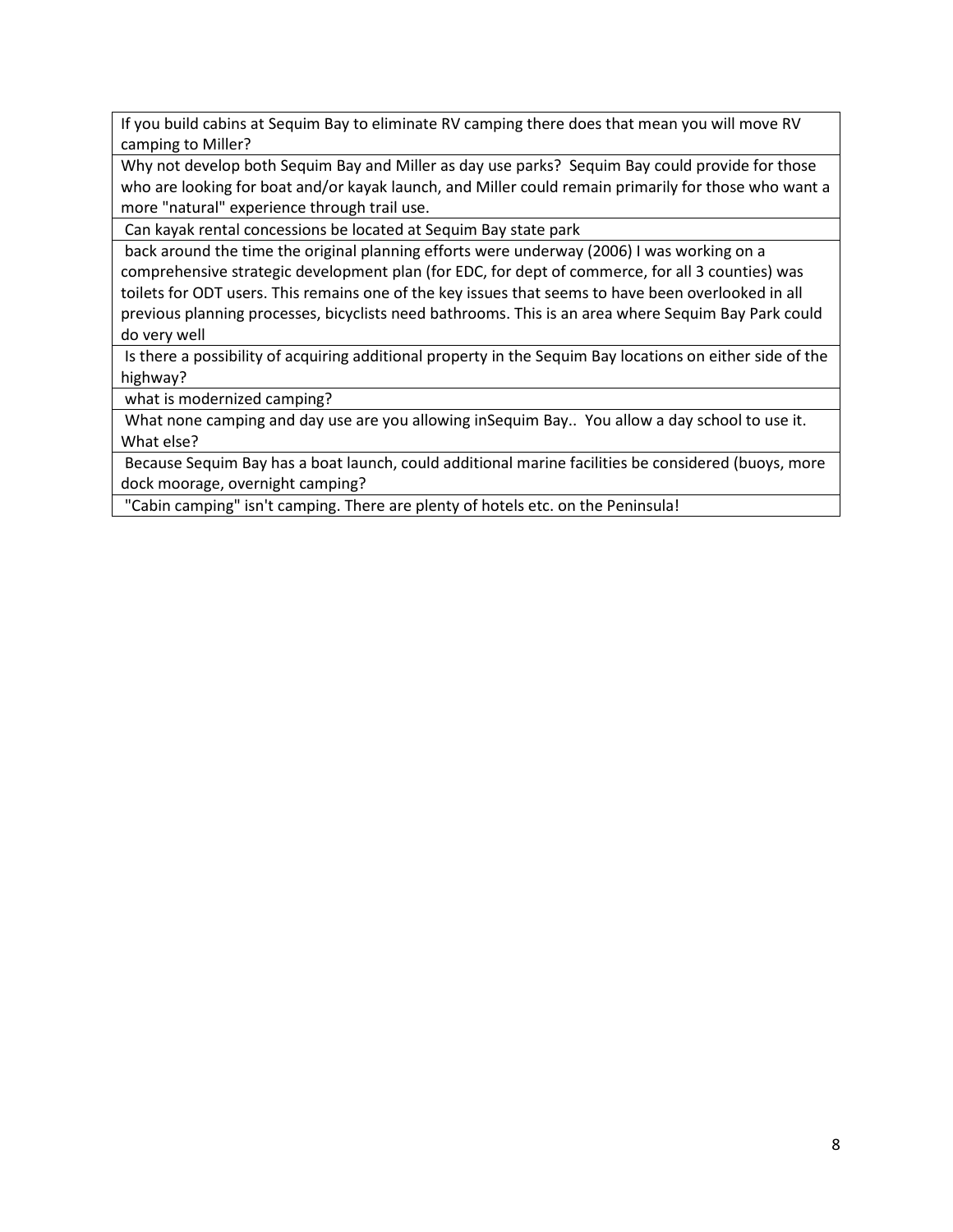| |
|---|
| If you build cabins at Sequim Bay to eliminate RV camping there does that mean you will move RV camping to Miller? |
| Why not develop both Sequim Bay and Miller as day use parks? Sequim Bay could provide for those who are looking for boat and/or kayak launch, and Miller could remain primarily for those who want a more "natural" experience through trail use. |
| Can kayak rental concessions be located at Sequim Bay state park |
| back around the time the original planning efforts were underway (2006) I was working on a comprehensive strategic development plan (for EDC, for dept of commerce, for all 3 counties) was toilets for ODT users. This remains one of the key issues that seems to have been overlooked in all previous planning processes, bicyclists need bathrooms. This is an area where Sequim Bay Park could do very well |
| Is there a possibility of acquiring additional property in the Sequim Bay locations on either side of the highway? |
| what is modernized camping? |
| What none camping and day use are you allowing inSequim Bay.. You allow a day school to use it. What else? |
| Because Sequim Bay has a boat launch, could additional marine facilities be considered (buoys, more dock moorage, overnight camping? |
| "Cabin camping" isn't camping. There are plenty of hotels etc. on the Peninsula! |